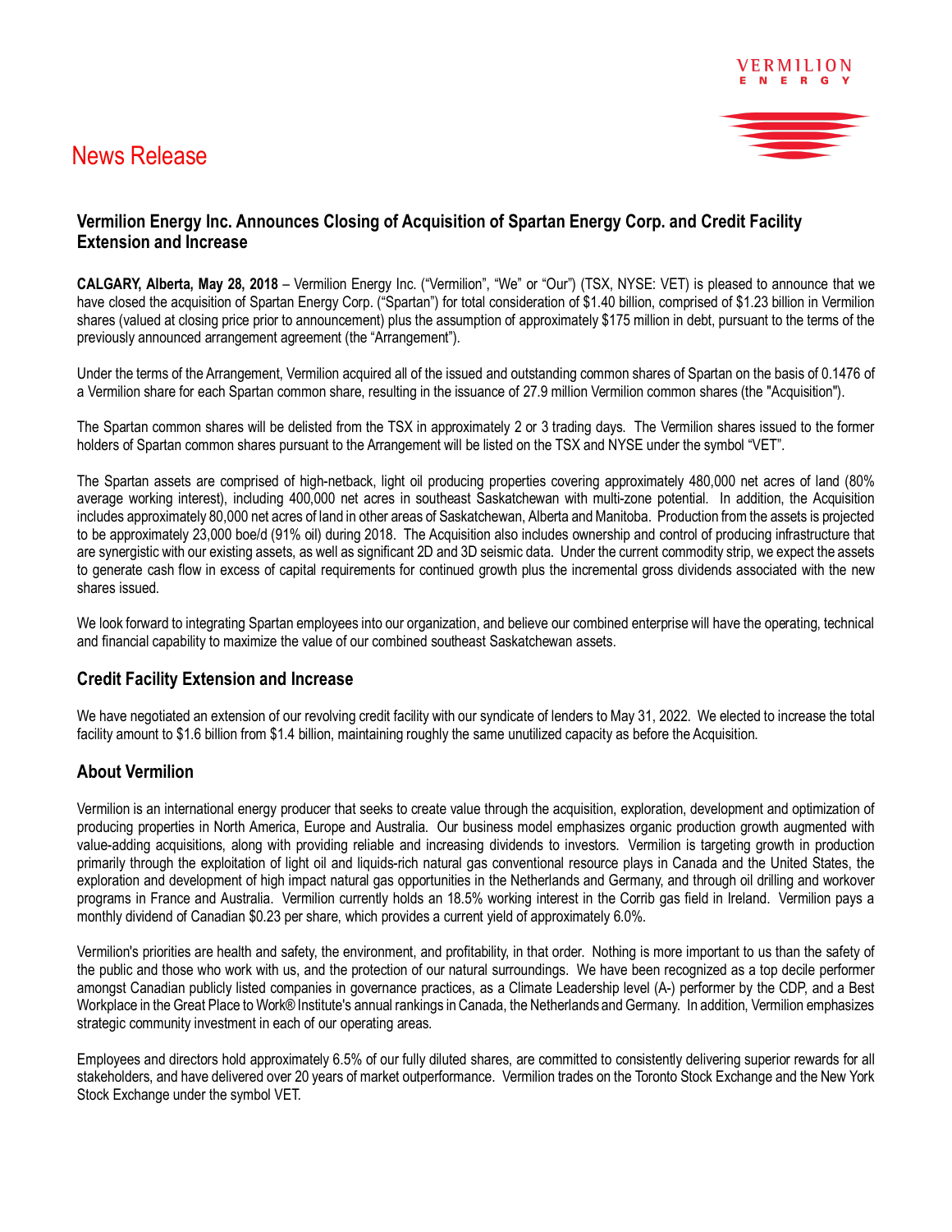VERMILION ENERGY

# News Release

## Vermilion Energy Inc. Announces Closing of Acquisition of Spartan Energy Corp. and Credit Facility Extension and Increase

**CALGARY, Alberta, May 28, 2018** – Vermilion Energy Inc. ("Vermilion", "We" or "Our") (TSX, NYSE: VET) is pleased to announce that we have closed the acquisition of Spartan Energy Corp. ("Spartan") for total consideration of $1.40 billion, comprised of $1.23 billion in Vermilion shares (valued at closing price prior to announcement) plus the assumption of approximately $175 million in debt, pursuant to the terms of the previously announced arrangement agreement (the "Arrangement").

Under the terms of the Arrangement, Vermilion acquired all of the issued and outstanding common shares of Spartan on the basis of 0.1476 of a Vermilion share for each Spartan common share, resulting in the issuance of 27.9 million Vermilion common shares (the "Acquisition").

The Spartan common shares will be delisted from the TSX in approximately 2 or 3 trading days. The Vermilion shares issued to the former holders of Spartan common shares pursuant to the Arrangement will be listed on the TSX and NYSE under the symbol "VET".

The Spartan assets are comprised of high-netback, light oil producing properties covering approximately 480,000 net acres of land (80% average working interest), including 400,000 net acres in southeast Saskatchewan with multi-zone potential. In addition, the Acquisition includes approximately 80,000 net acres of land in other areas of Saskatchewan, Alberta and Manitoba. Production from the assets is projected to be approximately 23,000 boe/d (91% oil) during 2018. The Acquisition also includes ownership and control of producing infrastructure that are synergistic with our existing assets, as well as significant 2D and 3D seismic data. Under the current commodity strip, we expect the assets to generate cash flow in excess of capital requirements for continued growth plus the incremental gross dividends associated with the new shares issued.

We look forward to integrating Spartan employees into our organization, and believe our combined enterprise will have the operating, technical and financial capability to maximize the value of our combined southeast Saskatchewan assets.

## Credit Facility Extension and Increase

We have negotiated an extension of our revolving credit facility with our syndicate of lenders to May 31, 2022. We elected to increase the total facility amount to $1.6 billion from $1.4 billion, maintaining roughly the same unutilized capacity as before the Acquisition.

## About Vermilion

Vermilion is an international energy producer that seeks to create value through the acquisition, exploration, development and optimization of producing properties in North America, Europe and Australia. Our business model emphasizes organic production growth augmented with value-adding acquisitions, along with providing reliable and increasing dividends to investors. Vermilion is targeting growth in production primarily through the exploitation of light oil and liquids-rich natural gas conventional resource plays in Canada and the United States, the exploration and development of high impact natural gas opportunities in the Netherlands and Germany, and through oil drilling and workover programs in France and Australia. Vermilion currently holds an 18.5% working interest in the Corrib gas field in Ireland. Vermilion pays a monthly dividend of Canadian $0.23 per share, which provides a current yield of approximately 6.0%.

Vermilion's priorities are health and safety, the environment, and profitability, in that order. Nothing is more important to us than the safety of the public and those who work with us, and the protection of our natural surroundings. We have been recognized as a top decile performer amongst Canadian publicly listed companies in governance practices, as a Climate Leadership level (A-) performer by the CDP, and a Best Workplace in the Great Place to Work® Institute's annual rankings in Canada, the Netherlands and Germany. In addition, Vermilion emphasizes strategic community investment in each of our operating areas.

Employees and directors hold approximately 6.5% of our fully diluted shares, are committed to consistently delivering superior rewards for all stakeholders, and have delivered over 20 years of market outperformance. Vermilion trades on the Toronto Stock Exchange and the New York Stock Exchange under the symbol VET.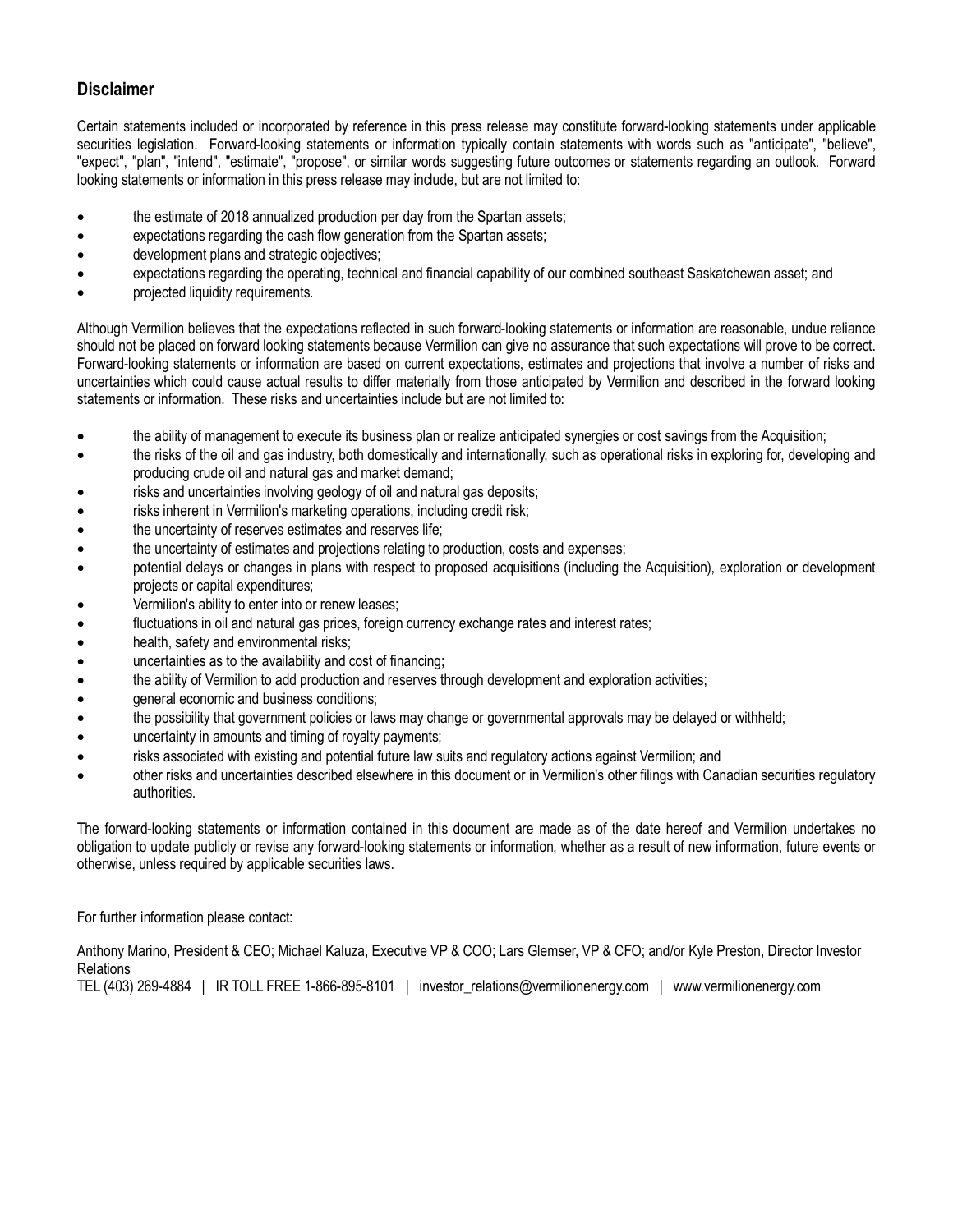## Disclaimer

Certain statements included or incorporated by reference in this press release may constitute forward-looking statements under applicable securities legislation. Forward-looking statements or information typically contain statements with words such as "anticipate", "believe", "expect", "plan", "intend", "estimate", "propose", or similar words suggesting future outcomes or statements regarding an outlook. Forward looking statements or information in this press release may include, but are not limited to:

- the estimate of 2018 annualized production per day from the Spartan assets;
- expectations regarding the cash flow generation from the Spartan assets;
- development plans and strategic objectives;
- expectations regarding the operating, technical and financial capability of our combined southeast Saskatchewan asset; and
- projected liquidity requirements.

Although Vermilion believes that the expectations reflected in such forward-looking statements or information are reasonable, undue reliance should not be placed on forward looking statements because Vermilion can give no assurance that such expectations will prove to be correct. Forward-looking statements or information are based on current expectations, estimates and projections that involve a number of risks and uncertainties which could cause actual results to differ materially from those anticipated by Vermilion and described in the forward looking statements or information. These risks and uncertainties include but are not limited to:

- the ability of management to execute its business plan or realize anticipated synergies or cost savings from the Acquisition;
- the risks of the oil and gas industry, both domestically and internationally, such as operational risks in exploring for, developing and producing crude oil and natural gas and market demand;
- risks and uncertainties involving geology of oil and natural gas deposits;
- risks inherent in Vermilion's marketing operations, including credit risk;
- the uncertainty of reserves estimates and reserves life;
- the uncertainty of estimates and projections relating to production, costs and expenses;
- potential delays or changes in plans with respect to proposed acquisitions (including the Acquisition), exploration or development projects or capital expenditures;
- Vermilion's ability to enter into or renew leases;
- fluctuations in oil and natural gas prices, foreign currency exchange rates and interest rates;
- health, safety and environmental risks;
- uncertainties as to the availability and cost of financing;
- the ability of Vermilion to add production and reserves through development and exploration activities;
- general economic and business conditions;
- the possibility that government policies or laws may change or governmental approvals may be delayed or withheld;
- uncertainty in amounts and timing of royalty payments;
- risks associated with existing and potential future law suits and regulatory actions against Vermilion; and
- other risks and uncertainties described elsewhere in this document or in Vermilion's other filings with Canadian securities regulatory authorities.

The forward-looking statements or information contained in this document are made as of the date hereof and Vermilion undertakes no obligation to update publicly or revise any forward-looking statements or information, whether as a result of new information, future events or otherwise, unless required by applicable securities laws.

For further information please contact:

Anthony Marino, President & CEO; Michael Kaluza, Executive VP & COO; Lars Glemser, VP & CFO; and/or Kyle Preston, Director Investor Relations
TEL (403) 269-4884 | IR TOLL FREE 1-866-895-8101 | investor_relations@vermilionenergy.com | www.vermilionenergy.com